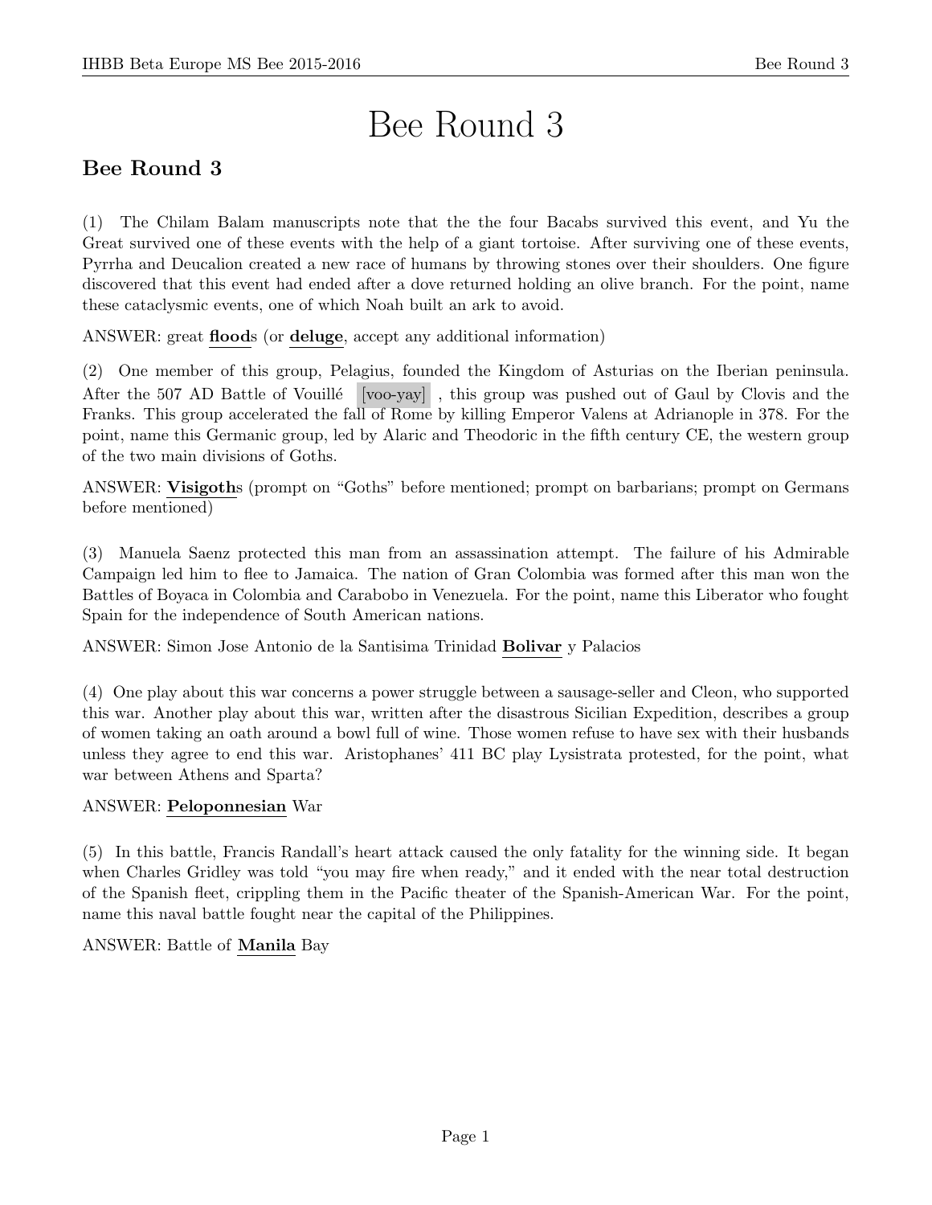# Bee Round 3

## Bee Round 3

(1) The Chilam Balam manuscripts note that the the four Bacabs survived this event, and Yu the Great survived one of these events with the help of a giant tortoise. After surviving one of these events, Pyrrha and Deucalion created a new race of humans by throwing stones over their shoulders. One figure discovered that this event had ended after a dove returned holding an olive branch. For the point, name these cataclysmic events, one of which Noah built an ark to avoid.

ANSWER: great **flood**s (or **deluge**, accept any additional information)

(2) One member of this group, Pelagius, founded the Kingdom of Asturias on the Iberian peninsula. After the 507 AD Battle of Vouillé [voo-yay], this group was pushed out of Gaul by Clovis and the Franks. This group accelerated the fall of Rome by killing Emperor Valens at Adrianople in 378. For the point, name this Germanic group, led by Alaric and Theodoric in the fifth century CE, the western group of the two main divisions of Goths.

ANSWER: **Visigoth**s (prompt on "Goths" before mentioned; prompt on barbarians; prompt on Germans before mentioned)

(3) Manuela Saenz protected this man from an assassination attempt. The failure of his Admirable Campaign led him to flee to Jamaica. The nation of Gran Colombia was formed after this man won the Battles of Boyaca in Colombia and Carabobo in Venezuela. For the point, name this Liberator who fought Spain for the independence of South American nations.

ANSWER: Simon Jose Antonio de la Santisima Trinidad **Bolivar** y Palacios

(4) One play about this war concerns a power struggle between a sausage-seller and Cleon, who supported this war. Another play about this war, written after the disastrous Sicilian Expedition, describes a group of women taking an oath around a bowl full of wine. Those women refuse to have sex with their husbands unless they agree to end this war. Aristophanes' 411 BC play Lysistrata protested, for the point, what war between Athens and Sparta?

ANSWER: **Peloponnesian** War

(5) In this battle, Francis Randall's heart attack caused the only fatality for the winning side. It began when Charles Gridley was told "you may fire when ready," and it ended with the near total destruction of the Spanish fleet, crippling them in the Pacific theater of the Spanish-American War. For the point, name this naval battle fought near the capital of the Philippines.

ANSWER: Battle of **Manila** Bay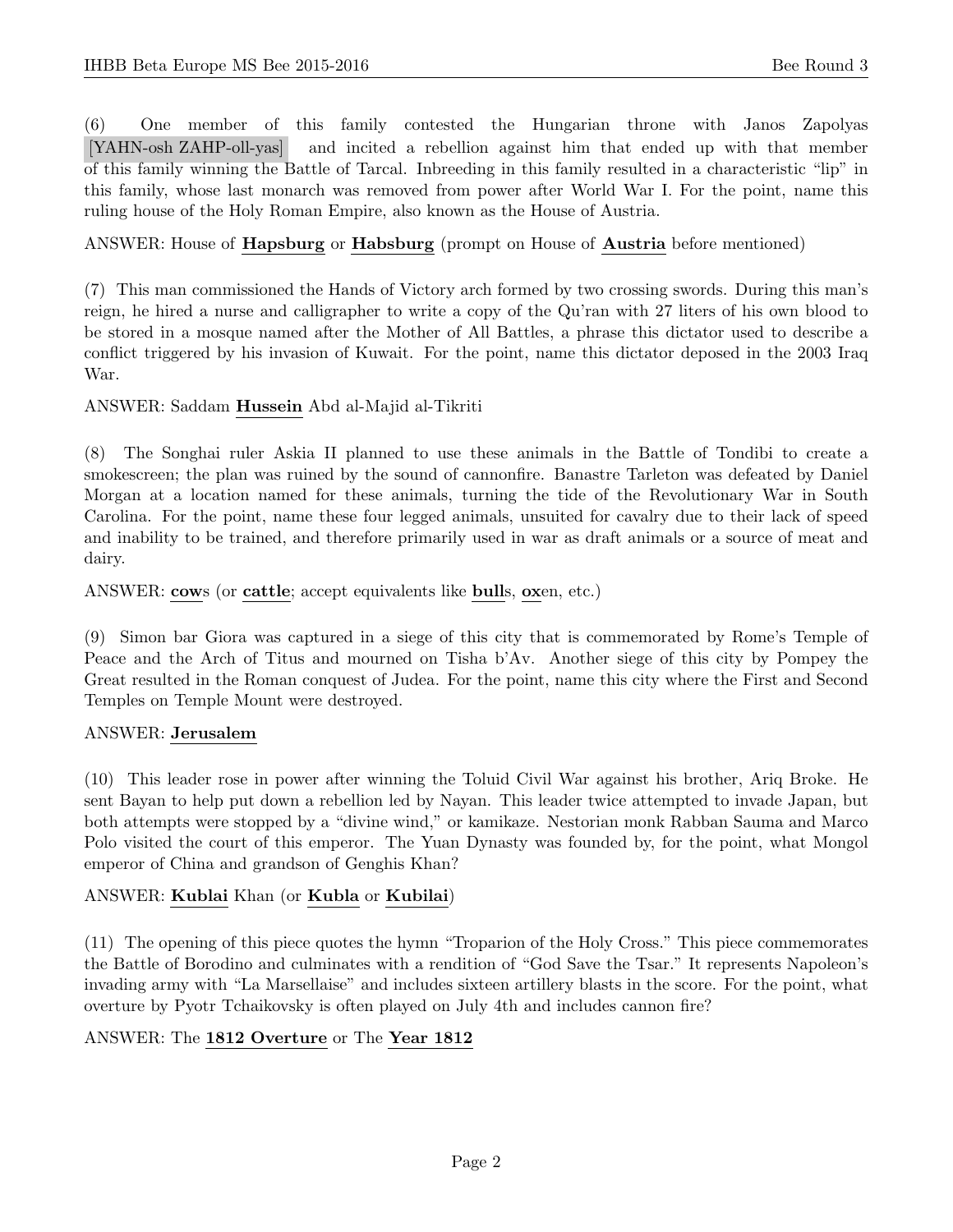(6) One member of this family contested the Hungarian throne with Janos Zapolyas [YAHN-osh ZAHP-oll-yas] and incited a rebellion against him that ended up with that member of this family winning the Battle of Tarcal. Inbreeding in this family resulted in a characteristic "lip" in this family, whose last monarch was removed from power after World War I. For the point, name this ruling house of the Holy Roman Empire, also known as the House of Austria.

ANSWER: House of **Hapsburg** or **Habsburg** (prompt on House of **Austria** before mentioned)

(7) This man commissioned the Hands of Victory arch formed by two crossing swords. During this man's reign, he hired a nurse and calligrapher to write a copy of the Qu'ran with 27 liters of his own blood to be stored in a mosque named after the Mother of All Battles, a phrase this dictator used to describe a conflict triggered by his invasion of Kuwait. For the point, name this dictator deposed in the 2003 Iraq War.

ANSWER: Saddam **Hussein** Abd al-Majid al-Tikriti

(8) The Songhai ruler Askia II planned to use these animals in the Battle of Tondibi to create a smokescreen; the plan was ruined by the sound of cannonfire. Banastre Tarleton was defeated by Daniel Morgan at a location named for these animals, turning the tide of the Revolutionary War in South Carolina. For the point, name these four legged animals, unsuited for cavalry due to their lack of speed and inability to be trained, and therefore primarily used in war as draft animals or a source of meat and dairy.

ANSWER: **cow**s (or **cattle**; accept equivalents like **bull**s, **ox**en, etc.)

(9) Simon bar Giora was captured in a siege of this city that is commemorated by Rome's Temple of Peace and the Arch of Titus and mourned on Tisha b'Av. Another siege of this city by Pompey the Great resulted in the Roman conquest of Judea. For the point, name this city where the First and Second Temples on Temple Mount were destroyed.

ANSWER: **Jerusalem**

(10) This leader rose in power after winning the Toluid Civil War against his brother, Ariq Broke. He sent Bayan to help put down a rebellion led by Nayan. This leader twice attempted to invade Japan, but both attempts were stopped by a "divine wind," or kamikaze. Nestorian monk Rabban Sauma and Marco Polo visited the court of this emperor. The Yuan Dynasty was founded by, for the point, what Mongol emperor of China and grandson of Genghis Khan?

ANSWER: **Kublai** Khan (or **Kubla** or **Kubilai**)

(11) The opening of this piece quotes the hymn "Troparion of the Holy Cross." This piece commemorates the Battle of Borodino and culminates with a rendition of "God Save the Tsar." It represents Napoleon's invading army with "La Marsellaise" and includes sixteen artillery blasts in the score. For the point, what overture by Pyotr Tchaikovsky is often played on July 4th and includes cannon fire?

ANSWER: The **1812 Overture** or The **Year 1812**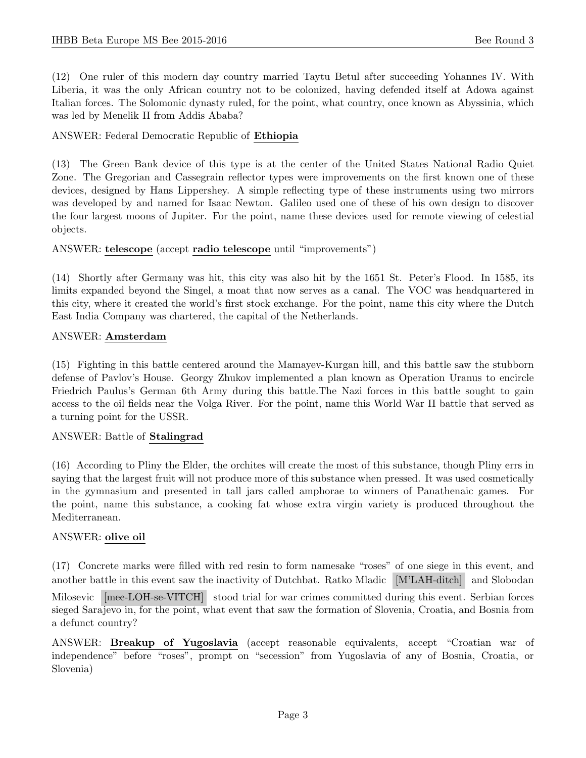(12) One ruler of this modern day country married Taytu Betul after succeeding Yohannes IV. With Liberia, it was the only African country not to be colonized, having defended itself at Adowa against Italian forces. The Solomonic dynasty ruled, for the point, what country, once known as Abyssinia, which was led by Menelik II from Addis Ababa?

ANSWER: Federal Democratic Republic of **Ethiopia**

(13) The Green Bank device of this type is at the center of the United States National Radio Quiet Zone. The Gregorian and Cassegrain reflector types were improvements on the first known one of these devices, designed by Hans Lippershey. A simple reflecting type of these instruments using two mirrors was developed by and named for Isaac Newton. Galileo used one of these of his own design to discover the four largest moons of Jupiter. For the point, name these devices used for remote viewing of celestial objects.

ANSWER: **telescope** (accept **radio telescope** until "improvements")

(14) Shortly after Germany was hit, this city was also hit by the 1651 St. Peter's Flood. In 1585, its limits expanded beyond the Singel, a moat that now serves as a canal. The VOC was headquartered in this city, where it created the world's first stock exchange. For the point, name this city where the Dutch East India Company was chartered, the capital of the Netherlands.

ANSWER: **Amsterdam**

(15) Fighting in this battle centered around the Mamayev-Kurgan hill, and this battle saw the stubborn defense of Pavlov's House. Georgy Zhukov implemented a plan known as Operation Uranus to encircle Friedrich Paulus's German 6th Army during this battle.The Nazi forces in this battle sought to gain access to the oil fields near the Volga River. For the point, name this World War II battle that served as a turning point for the USSR.

ANSWER: Battle of **Stalingrad**

(16) According to Pliny the Elder, the orchites will create the most of this substance, though Pliny errs in saying that the largest fruit will not produce more of this substance when pressed. It was used cosmetically in the gymnasium and presented in tall jars called amphorae to winners of Panathenaic games. For the point, name this substance, a cooking fat whose extra virgin variety is produced throughout the Mediterranean.

ANSWER: **olive oil**

(17) Concrete marks were filled with red resin to form namesake "roses" of one siege in this event, and another battle in this event saw the inactivity of Dutchbat. Ratko Mladic [M'LAH-ditch] and Slobodan Milosevic [mee-LOH-se-VITCH] stood trial for war crimes committed during this event. Serbian forces sieged Sarajevo in, for the point, what event that saw the formation of Slovenia, Croatia, and Bosnia from a defunct country?

ANSWER: **Breakup of Yugoslavia** (accept reasonable equivalents, accept "Croatian war of independence" before "roses", prompt on "secession" from Yugoslavia of any of Bosnia, Croatia, or Slovenia)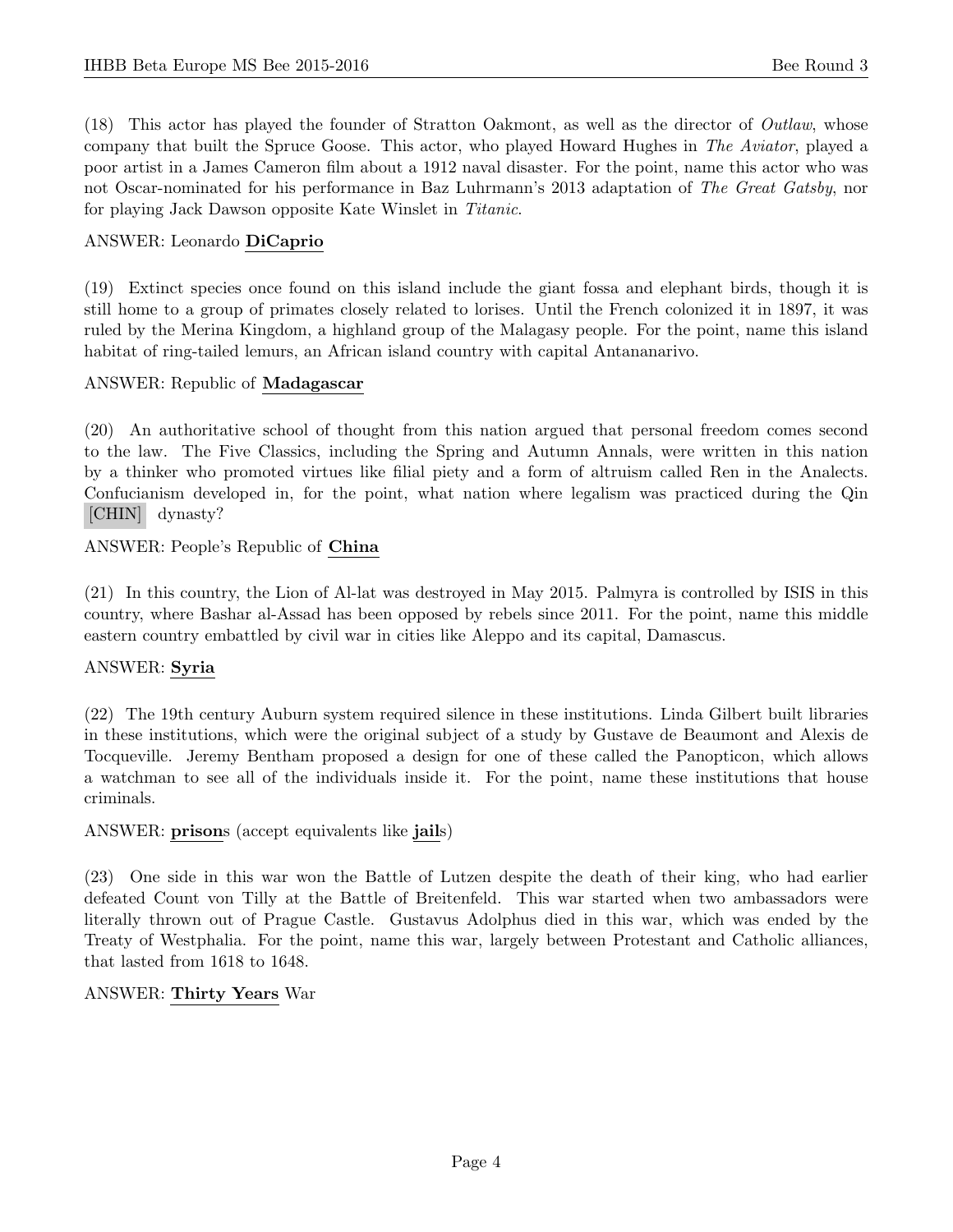(18) This actor has played the founder of Stratton Oakmont, as well as the director of *Outlaw*, whose company that built the Spruce Goose. This actor, who played Howard Hughes in *The Aviator*, played a poor artist in a James Cameron film about a 1912 naval disaster. For the point, name this actor who was not Oscar-nominated for his performance in Baz Luhrmann's 2013 adaptation of *The Great Gatsby*, nor for playing Jack Dawson opposite Kate Winslet in *Titanic*.

ANSWER: Leonardo **DiCaprio**

(19) Extinct species once found on this island include the giant fossa and elephant birds, though it is still home to a group of primates closely related to lorises. Until the French colonized it in 1897, it was ruled by the Merina Kingdom, a highland group of the Malagasy people. For the point, name this island habitat of ring-tailed lemurs, an African island country with capital Antananarivo.

ANSWER: Republic of **Madagascar**

(20) An authoritative school of thought from this nation argued that personal freedom comes second to the law. The Five Classics, including the Spring and Autumn Annals, were written in this nation by a thinker who promoted virtues like filial piety and a form of altruism called Ren in the Analects. Confucianism developed in, for the point, what nation where legalism was practiced during the Qin [CHIN] dynasty?

ANSWER: People's Republic of **China**

(21) In this country, the Lion of Al-lat was destroyed in May 2015. Palmyra is controlled by ISIS in this country, where Bashar al-Assad has been opposed by rebels since 2011. For the point, name this middle eastern country embattled by civil war in cities like Aleppo and its capital, Damascus.

ANSWER: **Syria**

(22) The 19th century Auburn system required silence in these institutions. Linda Gilbert built libraries in these institutions, which were the original subject of a study by Gustave de Beaumont and Alexis de Tocqueville. Jeremy Bentham proposed a design for one of these called the Panopticon, which allows a watchman to see all of the individuals inside it. For the point, name these institutions that house criminals.

ANSWER: **prison**s (accept equivalents like **jail**s)

(23) One side in this war won the Battle of Lutzen despite the death of their king, who had earlier defeated Count von Tilly at the Battle of Breitenfeld. This war started when two ambassadors were literally thrown out of Prague Castle. Gustavus Adolphus died in this war, which was ended by the Treaty of Westphalia. For the point, name this war, largely between Protestant and Catholic alliances, that lasted from 1618 to 1648.

ANSWER: **Thirty Years** War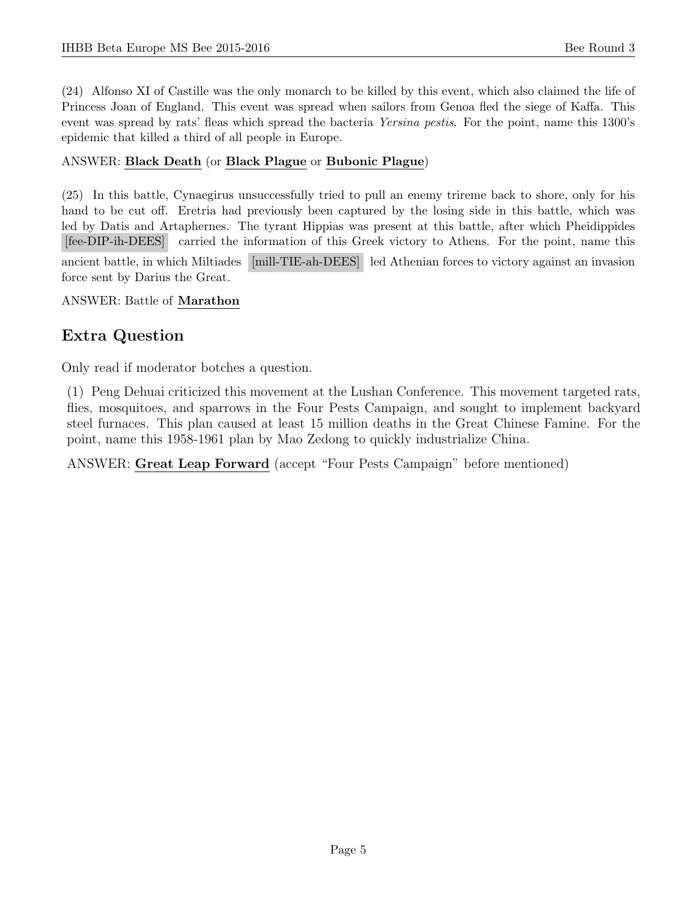(24) Alfonso XI of Castille was the only monarch to be killed by this event, which also claimed the life of Princess Joan of England. This event was spread when sailors from Genoa fled the siege of Kaffa. This event was spread by rats' fleas which spread the bacteria *Yersina pestis*. For the point, name this 1300's epidemic that killed a third of all people in Europe.

ANSWER: **Black Death** (or **Black Plague** or **Bubonic Plague**)

(25) In this battle, Cynaegirus unsuccessfully tried to pull an enemy trireme back to shore, only for his hand to be cut off. Eretria had previously been captured by the losing side in this battle, which was led by Datis and Artaphernes. The tyrant Hippias was present at this battle, after which Pheidippides [fee-DIP-ih-DEES] carried the information of this Greek victory to Athens. For the point, name this ancient battle, in which Miltiades [mill-TIE-ah-DEES] led Athenian forces to victory against an invasion force sent by Darius the Great.

ANSWER: Battle of **Marathon**

## Extra Question

Only read if moderator botches a question.

(1) Peng Dehuai criticized this movement at the Lushan Conference. This movement targeted rats, flies, mosquitoes, and sparrows in the Four Pests Campaign, and sought to implement backyard steel furnaces. This plan caused at least 15 million deaths in the Great Chinese Famine. For the point, name this 1958-1961 plan by Mao Zedong to quickly industrialize China.

ANSWER: **Great Leap Forward** (accept "Four Pests Campaign" before mentioned)